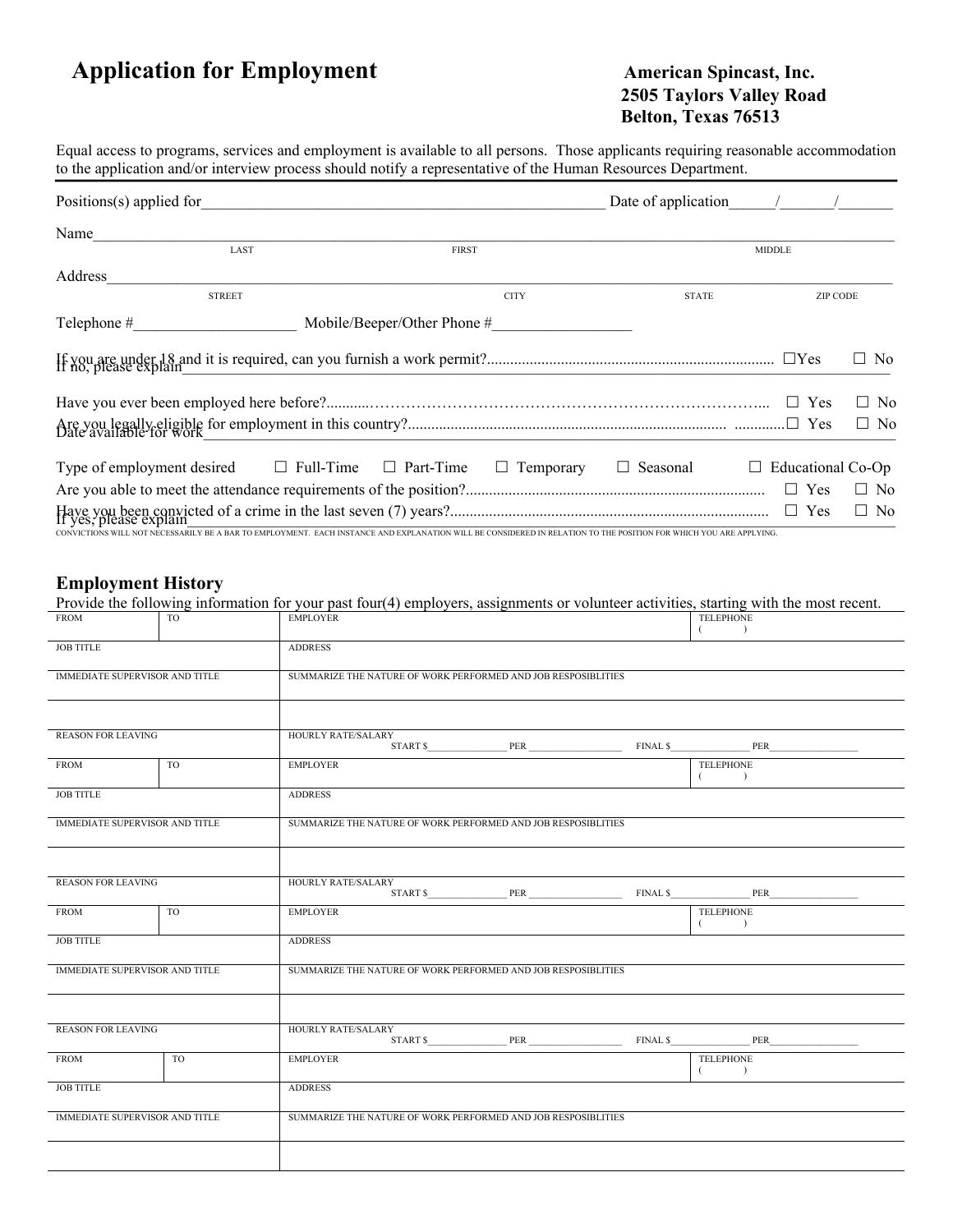# Application for Employment

**American Spincast, Inc.**
**2505 Taylors Valley Road**
**Belton, Texas 76513**

Equal access to programs, services and employment is available to all persons. Those applicants requiring reasonable accommodation to the application and/or interview process should notify a representative of the Human Resources Department.

Positions(s) applied for_____________________________________________________ Date of application______/_______/_______

Name_____________________________________________________________________________________________

LAST FIRST MIDDLE

Address___________________________________________________________________________________________

STREET CITY STATE ZIP CODE

Telephone #_____________________ Mobile/Beeper/Other Phone #__________________

If you are under 18 and it is required, can you furnish a work permit?........................................................................... ☐Yes ☐ No

If no, please explain_______________________________________________________________________________

Have you ever been employed here before?..........……………………………………………………………….... ☐ Yes ☐ No

Are you legally eligible for employment in this country?.................................................................................. .............☐ Yes ☐ No

Date available for work_____________________________________________________________________________

Type of employment desired ☐ Full-Time ☐ Part-Time ☐ Temporary ☐ Seasonal ☐ Educational Co-Op

Are you able to meet the attendance requirements of the position?............................................................................. ☐ Yes ☐ No

Have you been convicted of a crime in the last seven (7) years?.................................................................................. ☐ Yes ☐ No

If yes, please explain_______________________________________________________________________________

CONVICTIONS WILL NOT NECESSARILY BE A BAR TO EMPLOYMENT. EACH INSTANCE AND EXPLANATION WILL BE CONSIDERED IN RELATION TO THE POSITION FOR WHICH YOU ARE APPLYING.

## Employment History

Provide the following information for your past four(4) employers, assignments or volunteer activities, starting with the most recent.

| FROM | TO | EMPLOYER | TELEPHONE ( ) |
|---|---|---|---|
| JOB TITLE | | ADDRESS | |
| IMMEDIATE SUPERVISOR AND TITLE | | SUMMARIZE THE NATURE OF WORK PERFORMED AND JOB RESPOSIBLITIES | |
| | | | |
| REASON FOR LEAVING | | HOURLY RATE/SALARY START $________ PER ________ FINAL $________ PER________ | |
| FROM | TO | EMPLOYER | TELEPHONE ( ) |
| JOB TITLE | | ADDRESS | |
| IMMEDIATE SUPERVISOR AND TITLE | | SUMMARIZE THE NATURE OF WORK PERFORMED AND JOB RESPOSIBLITIES | |
| | | | |
| REASON FOR LEAVING | | HOURLY RATE/SALARY START $________ PER ________ FINAL $________ PER________ | |
| FROM | TO | EMPLOYER | TELEPHONE ( ) |
| JOB TITLE | | ADDRESS | |
| IMMEDIATE SUPERVISOR AND TITLE | | SUMMARIZE THE NATURE OF WORK PERFORMED AND JOB RESPOSIBLITIES | |
| | | | |
| REASON FOR LEAVING | | HOURLY RATE/SALARY START $________ PER ________ FINAL $________ PER________ | |
| FROM | TO | EMPLOYER | TELEPHONE ( ) |
| JOB TITLE | | ADDRESS | |
| IMMEDIATE SUPERVISOR AND TITLE | | SUMMARIZE THE NATURE OF WORK PERFORMED AND JOB RESPOSIBLITIES | |
| | | | |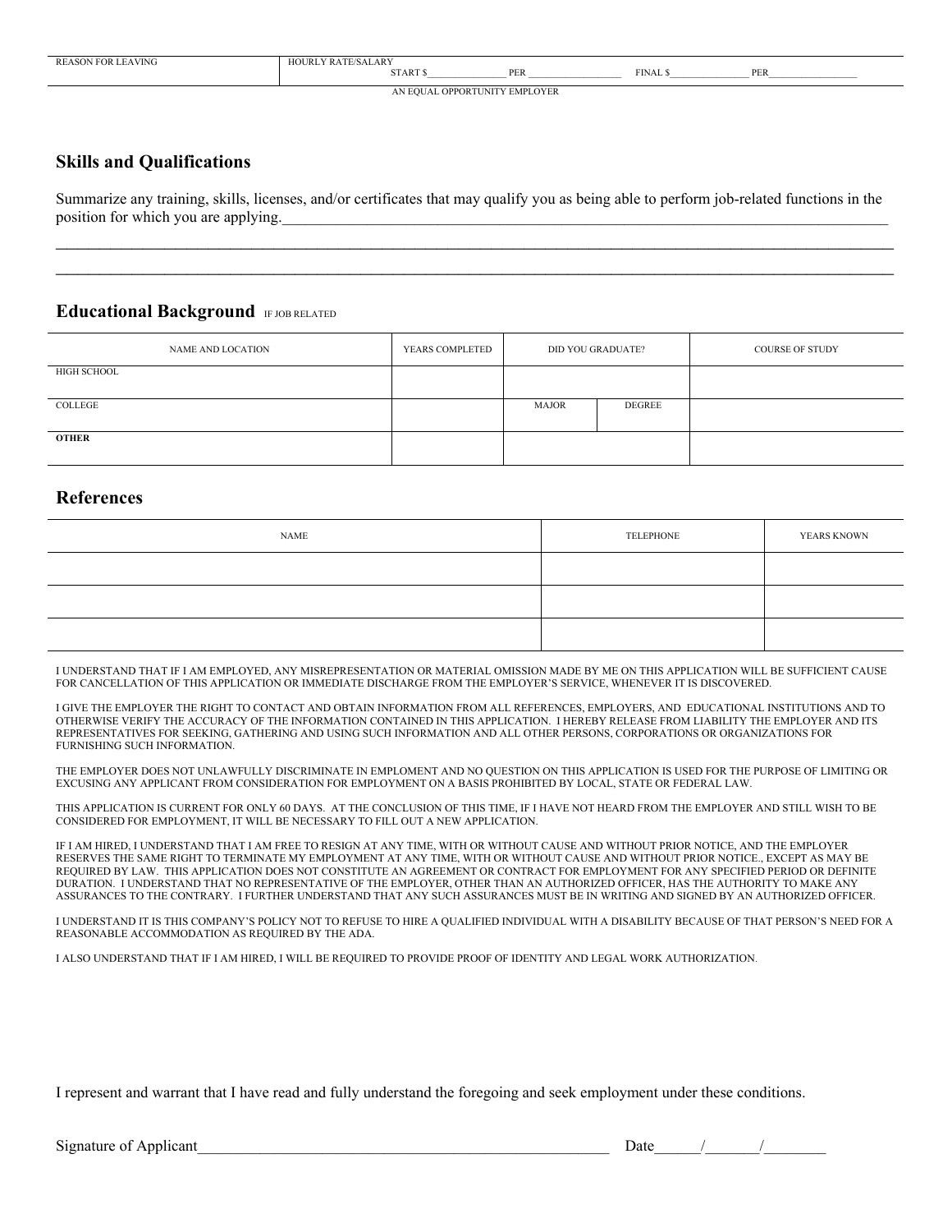| REASON FOR LEAVING | HOURLY RATE/SALARY START $\_\_\_\_\_\_\_\_\_\_\_\_\_\_\_ PER \_\_\_\_\_\_\_\_\_\_\_\_\_\_\_\_\_ FINAL $\_\_\_\_\_\_\_\_\_\_\_\_\_\_\_ PER\_\_\_\_\_\_\_\_\_\_\_\_\_\_\_\_\_ |
|---|---|

AN EQUAL OPPORTUNITY EMPLOYER

## Skills and Qualifications

Summarize any training, skills, licenses, and/or certificates that may qualify you as being able to perform job-related functions in the position for which you are applying.\_\_\_\_\_\_\_\_\_\_\_\_\_\_\_\_\_\_\_\_\_\_\_\_\_\_\_\_\_\_\_\_\_\_\_\_\_\_\_\_\_\_\_\_\_\_\_\_\_\_\_\_\_\_\_\_\_\_\_\_\_\_\_\_\_\_\_\_\_\_\_\_\_\_\_\_\_\_\_\_

\_\_\_\_\_\_\_\_\_\_\_\_\_\_\_\_\_\_\_\_\_\_\_\_\_\_\_\_\_\_\_\_\_\_\_\_\_\_\_\_\_\_\_\_\_\_\_\_\_\_\_\_\_\_\_\_\_\_\_\_\_\_\_\_\_\_\_\_\_\_\_\_\_\_\_\_\_\_\_\_\_\_\_\_\_\_\_\_\_\_\_\_\_\_\_\_\_\_\_\_\_\_\_\_\_\_

\_\_\_\_\_\_\_\_\_\_\_\_\_\_\_\_\_\_\_\_\_\_\_\_\_\_\_\_\_\_\_\_\_\_\_\_\_\_\_\_\_\_\_\_\_\_\_\_\_\_\_\_\_\_\_\_\_\_\_\_\_\_\_\_\_\_\_\_\_\_\_\_\_\_\_\_\_\_\_\_\_\_\_\_\_\_\_\_\_\_\_\_\_\_\_\_\_\_\_\_\_\_\_\_\_\_

## Educational Background IF JOB RELATED

| NAME AND LOCATION | YEARS COMPLETED | DID YOU GRADUATE? | | COURSE OF STUDY |
|---|---|---|---|---|
| HIGH SCHOOL | | | | |
| COLLEGE | | MAJOR | DEGREE | |
| **OTHER** | | | | |

## References

| NAME | TELEPHONE | YEARS KNOWN |
|---|---|---|
| | | |
| | | |
| | | |

I UNDERSTAND THAT IF I AM EMPLOYED, ANY MISREPRESENTATION OR MATERIAL OMISSION MADE BY ME ON THIS APPLICATION WILL BE SUFFICIENT CAUSE FOR CANCELLATION OF THIS APPLICATION OR IMMEDIATE DISCHARGE FROM THE EMPLOYER'S SERVICE, WHENEVER IT IS DISCOVERED.

I GIVE THE EMPLOYER THE RIGHT TO CONTACT AND OBTAIN INFORMATION FROM ALL REFERENCES, EMPLOYERS, AND EDUCATIONAL INSTITUTIONS AND TO OTHERWISE VERIFY THE ACCURACY OF THE INFORMATION CONTAINED IN THIS APPLICATION. I HEREBY RELEASE FROM LIABILITY THE EMPLOYER AND ITS REPRESENTATIVES FOR SEEKING, GATHERING AND USING SUCH INFORMATION AND ALL OTHER PERSONS, CORPORATIONS OR ORGANIZATIONS FOR FURNISHING SUCH INFORMATION.

THE EMPLOYER DOES NOT UNLAWFULLY DISCRIMINATE IN EMPLOMENT AND NO QUESTION ON THIS APPLICATION IS USED FOR THE PURPOSE OF LIMITING OR EXCUSING ANY APPLICANT FROM CONSIDERATION FOR EMPLOYMENT ON A BASIS PROHIBITED BY LOCAL, STATE OR FEDERAL LAW.

THIS APPLICATION IS CURRENT FOR ONLY 60 DAYS. AT THE CONCLUSION OF THIS TIME, IF I HAVE NOT HEARD FROM THE EMPLOYER AND STILL WISH TO BE CONSIDERED FOR EMPLOYMENT, IT WILL BE NECESSARY TO FILL OUT A NEW APPLICATION.

IF I AM HIRED, I UNDERSTAND THAT I AM FREE TO RESIGN AT ANY TIME, WITH OR WITHOUT CAUSE AND WITHOUT PRIOR NOTICE, AND THE EMPLOYER RESERVES THE SAME RIGHT TO TERMINATE MY EMPLOYMENT AT ANY TIME, WITH OR WITHOUT CAUSE AND WITHOUT PRIOR NOTICE., EXCEPT AS MAY BE REQUIRED BY LAW. THIS APPLICATION DOES NOT CONSTITUTE AN AGREEMENT OR CONTRACT FOR EMPLOYMENT FOR ANY SPECIFIED PERIOD OR DEFINITE DURATION. I UNDERSTAND THAT NO REPRESENTATIVE OF THE EMPLOYER, OTHER THAN AN AUTHORIZED OFFICER, HAS THE AUTHORITY TO MAKE ANY ASSURANCES TO THE CONTRARY. I FURTHER UNDERSTAND THAT ANY SUCH ASSURANCES MUST BE IN WRITING AND SIGNED BY AN AUTHORIZED OFFICER.

I UNDERSTAND IT IS THIS COMPANY'S POLICY NOT TO REFUSE TO HIRE A QUALIFIED INDIVIDUAL WITH A DISABILITY BECAUSE OF THAT PERSON'S NEED FOR A REASONABLE ACCOMMODATION AS REQUIRED BY THE ADA.

I ALSO UNDERSTAND THAT IF I AM HIRED, I WILL BE REQUIRED TO PROVIDE PROOF OF IDENTITY AND LEGAL WORK AUTHORIZATION.

I represent and warrant that I have read and fully understand the foregoing and seek employment under these conditions.

Signature of Applicant\_\_\_\_\_\_\_\_\_\_\_\_\_\_\_\_\_\_\_\_\_\_\_\_\_\_\_\_\_\_\_\_\_\_\_\_\_\_\_\_\_\_\_\_\_\_\_\_\_\_\_\_\_\_\_ Date\_\_\_\_\_\_/\_\_\_\_\_\_\_/\_\_\_\_\_\_\_\_